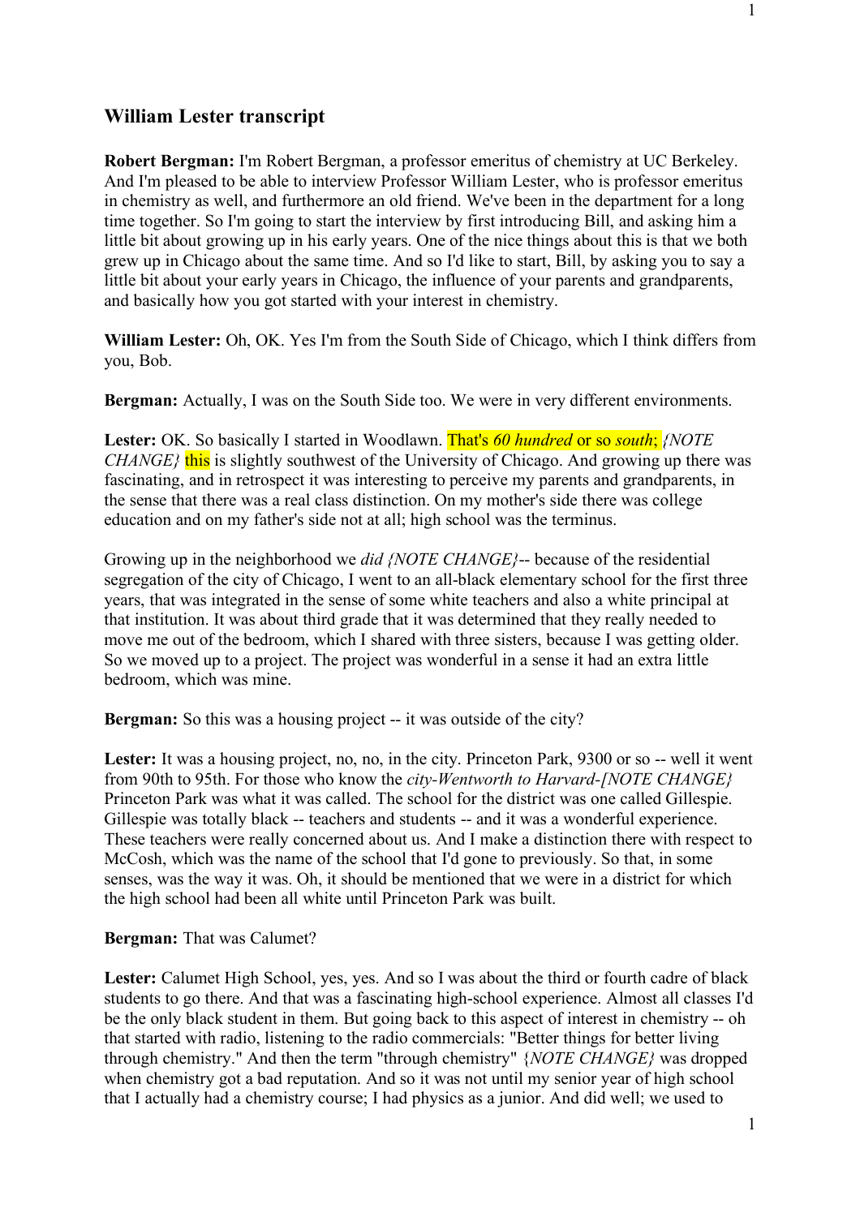## William Lester transcript

**Robert Bergman:** I'm Robert Bergman, a professor emeritus of chemistry at UC Berkeley. And I'm pleased to be able to interview Professor William Lester, who is professor emeritus in chemistry as well, and furthermore an old friend. We've been in the department for a long time together. So I'm going to start the interview by first introducing Bill, and asking him a little bit about growing up in his early years. One of the nice things about this is that we both grew up in Chicago about the same time. And so I'd like to start, Bill, by asking you to say a little bit about your early years in Chicago, the influence of your parents and grandparents, and basically how you got started with your interest in chemistry.

**William Lester:** Oh, OK. Yes I'm from the South Side of Chicago, which I think differs from you, Bob.

**Bergman:** Actually, I was on the South Side too. We were in very different environments.

**Lester:** OK. So basically I started in Woodlawn. That's *60 hundred* or so *south*; *{NOTE CHANGE}* this is slightly southwest of the University of Chicago. And growing up there was fascinating, and in retrospect it was interesting to perceive my parents and grandparents, in the sense that there was a real class distinction. On my mother's side there was college education and on my father's side not at all; high school was the terminus.

Growing up in the neighborhood we *did {NOTE CHANGE}*-- because of the residential segregation of the city of Chicago, I went to an all-black elementary school for the first three years, that was integrated in the sense of some white teachers and also a white principal at that institution. It was about third grade that it was determined that they really needed to move me out of the bedroom, which I shared with three sisters, because I was getting older. So we moved up to a project. The project was wonderful in a sense it had an extra little bedroom, which was mine.

**Bergman:** So this was a housing project -- it was outside of the city?

**Lester:** It was a housing project, no, no, in the city. Princeton Park, 9300 or so -- well it went from 90th to 95th. For those who know the *city-Wentworth to Harvard-[NOTE CHANGE}* Princeton Park was what it was called. The school for the district was one called Gillespie. Gillespie was totally black -- teachers and students -- and it was a wonderful experience. These teachers were really concerned about us. And I make a distinction there with respect to McCosh, which was the name of the school that I'd gone to previously. So that, in some senses, was the way it was. Oh, it should be mentioned that we were in a district for which the high school had been all white until Princeton Park was built.

**Bergman:** That was Calumet?

**Lester:** Calumet High School, yes, yes. And so I was about the third or fourth cadre of black students to go there. And that was a fascinating high-school experience. Almost all classes I'd be the only black student in them. But going back to this aspect of interest in chemistry -- oh that started with radio, listening to the radio commercials: "Better things for better living through chemistry." And then the term "through chemistry" *{NOTE CHANGE}* was dropped when chemistry got a bad reputation. And so it was not until my senior year of high school that I actually had a chemistry course; I had physics as a junior. And did well; we used to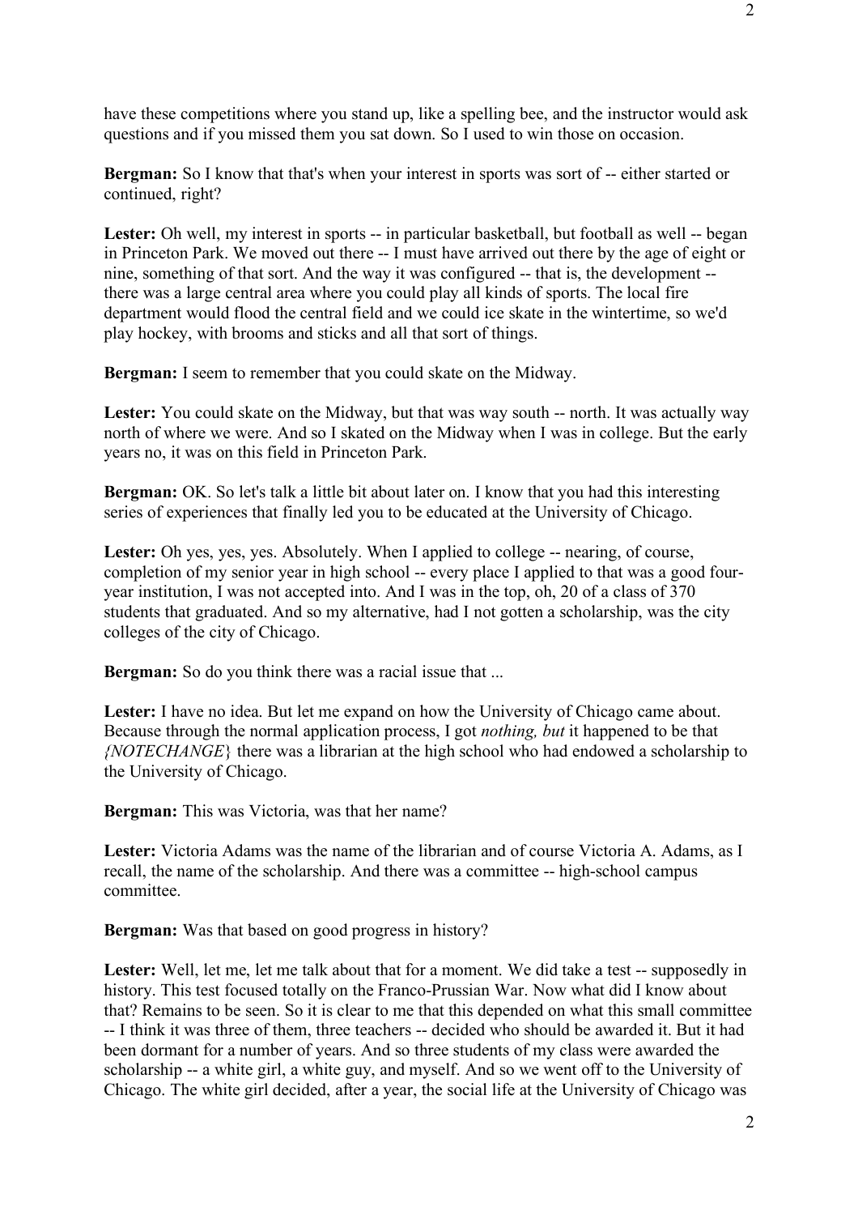have these competitions where you stand up, like a spelling bee, and the instructor would ask questions and if you missed them you sat down. So I used to win those on occasion.

**Bergman:** So I know that that's when your interest in sports was sort of -- either started or continued, right?

**Lester:** Oh well, my interest in sports -- in particular basketball, but football as well -- began in Princeton Park. We moved out there -- I must have arrived out there by the age of eight or nine, something of that sort. And the way it was configured -- that is, the development -- there was a large central area where you could play all kinds of sports. The local fire department would flood the central field and we could ice skate in the wintertime, so we'd play hockey, with brooms and sticks and all that sort of things.

**Bergman:** I seem to remember that you could skate on the Midway.

**Lester:** You could skate on the Midway, but that was way south -- north. It was actually way north of where we were. And so I skated on the Midway when I was in college. But the early years no, it was on this field in Princeton Park.

**Bergman:** OK. So let's talk a little bit about later on. I know that you had this interesting series of experiences that finally led you to be educated at the University of Chicago.

**Lester:** Oh yes, yes, yes. Absolutely. When I applied to college -- nearing, of course, completion of my senior year in high school -- every place I applied to that was a good four-year institution, I was not accepted into. And I was in the top, oh, 20 of a class of 370 students that graduated. And so my alternative, had I not gotten a scholarship, was the city colleges of the city of Chicago.

**Bergman:** So do you think there was a racial issue that ...

**Lester:** I have no idea. But let me expand on how the University of Chicago came about. Because through the normal application process, I got *nothing, but* it happened to be that *{NOTECHANGE}* there was a librarian at the high school who had endowed a scholarship to the University of Chicago.

**Bergman:** This was Victoria, was that her name?

**Lester:** Victoria Adams was the name of the librarian and of course Victoria A. Adams, as I recall, the name of the scholarship. And there was a committee -- high-school campus committee.

**Bergman:** Was that based on good progress in history?

**Lester:** Well, let me, let me talk about that for a moment. We did take a test -- supposedly in history. This test focused totally on the Franco-Prussian War. Now what did I know about that? Remains to be seen. So it is clear to me that this depended on what this small committee -- I think it was three of them, three teachers -- decided who should be awarded it. But it had been dormant for a number of years. And so three students of my class were awarded the scholarship -- a white girl, a white guy, and myself. And so we went off to the University of Chicago. The white girl decided, after a year, the social life at the University of Chicago was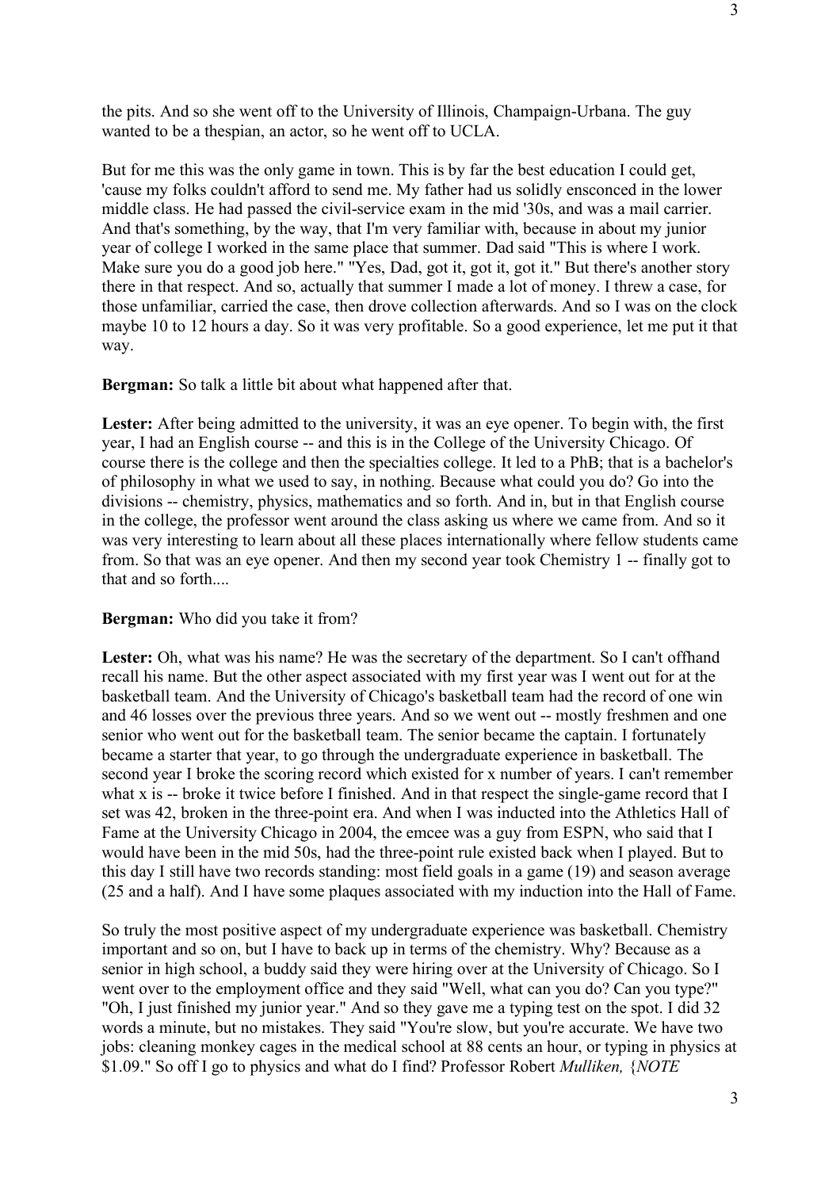the pits. And so she went off to the University of Illinois, Champaign-Urbana. The guy wanted to be a thespian, an actor, so he went off to UCLA.

But for me this was the only game in town. This is by far the best education I could get, 'cause my folks couldn't afford to send me. My father had us solidly ensconced in the lower middle class. He had passed the civil-service exam in the mid '30s, and was a mail carrier. And that's something, by the way, that I'm very familiar with, because in about my junior year of college I worked in the same place that summer. Dad said "This is where I work. Make sure you do a good job here." "Yes, Dad, got it, got it, got it." But there's another story there in that respect. And so, actually that summer I made a lot of money. I threw a case, for those unfamiliar, carried the case, then drove collection afterwards. And so I was on the clock maybe 10 to 12 hours a day. So it was very profitable. So a good experience, let me put it that way.

**Bergman:** So talk a little bit about what happened after that.

**Lester:** After being admitted to the university, it was an eye opener. To begin with, the first year, I had an English course -- and this is in the College of the University Chicago. Of course there is the college and then the specialties college. It led to a PhB; that is a bachelor's of philosophy in what we used to say, in nothing. Because what could you do? Go into the divisions -- chemistry, physics, mathematics and so forth. And in, but in that English course in the college, the professor went around the class asking us where we came from. And so it was very interesting to learn about all these places internationally where fellow students came from. So that was an eye opener. And then my second year took Chemistry 1 -- finally got to that and so forth....

**Bergman:** Who did you take it from?

**Lester:** Oh, what was his name? He was the secretary of the department. So I can't offhand recall his name. But the other aspect associated with my first year was I went out for at the basketball team. And the University of Chicago's basketball team had the record of one win and 46 losses over the previous three years. And so we went out -- mostly freshmen and one senior who went out for the basketball team. The senior became the captain. I fortunately became a starter that year, to go through the undergraduate experience in basketball. The second year I broke the scoring record which existed for x number of years. I can't remember what x is -- broke it twice before I finished. And in that respect the single-game record that I set was 42, broken in the three-point era. And when I was inducted into the Athletics Hall of Fame at the University Chicago in 2004, the emcee was a guy from ESPN, who said that I would have been in the mid 50s, had the three-point rule existed back when I played. But to this day I still have two records standing: most field goals in a game (19) and season average (25 and a half). And I have some plaques associated with my induction into the Hall of Fame.

So truly the most positive aspect of my undergraduate experience was basketball. Chemistry important and so on, but I have to back up in terms of the chemistry. Why? Because as a senior in high school, a buddy said they were hiring over at the University of Chicago. So I went over to the employment office and they said "Well, what can you do? Can you type?" "Oh, I just finished my junior year." And so they gave me a typing test on the spot. I did 32 words a minute, but no mistakes. They said "You're slow, but you're accurate. We have two jobs: cleaning monkey cages in the medical school at 88 cents an hour, or typing in physics at $1.09." So off I go to physics and what do I find? Professor Robert *Mulliken,* {*NOTE*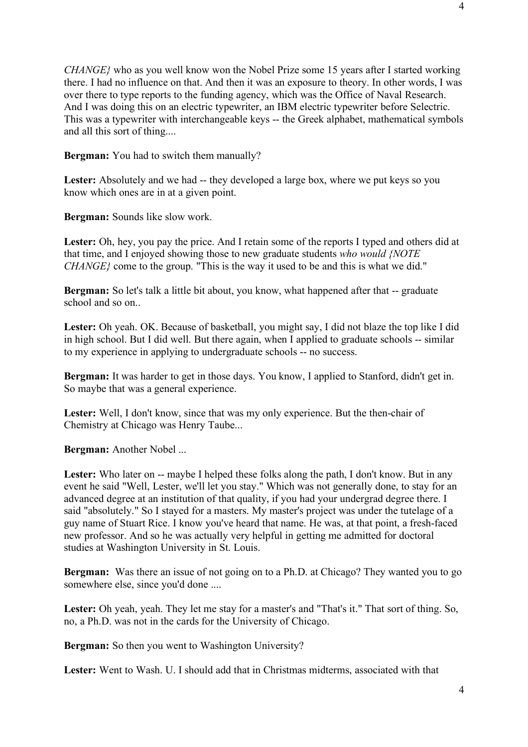*CHANGE}* who as you well know won the Nobel Prize some 15 years after I started working there. I had no influence on that. And then it was an exposure to theory. In other words, I was over there to type reports to the funding agency, which was the Office of Naval Research. And I was doing this on an electric typewriter, an IBM electric typewriter before Selectric. This was a typewriter with interchangeable keys -- the Greek alphabet, mathematical symbols and all this sort of thing....

**Bergman:** You had to switch them manually?

**Lester:** Absolutely and we had -- they developed a large box, where we put keys so you know which ones are in at a given point.

**Bergman:** Sounds like slow work.

**Lester:** Oh, hey, you pay the price. And I retain some of the reports I typed and others did at that time, and I enjoyed showing those to new graduate students *who would {NOTE CHANGE}* come to the group. "This is the way it used to be and this is what we did."

**Bergman:** So let's talk a little bit about, you know, what happened after that -- graduate school and so on..

**Lester:** Oh yeah. OK. Because of basketball, you might say, I did not blaze the top like I did in high school. But I did well. But there again, when I applied to graduate schools -- similar to my experience in applying to undergraduate schools -- no success.

**Bergman:** It was harder to get in those days. You know, I applied to Stanford, didn't get in. So maybe that was a general experience.

**Lester:** Well, I don't know, since that was my only experience. But the then-chair of Chemistry at Chicago was Henry Taube...

**Bergman:** Another Nobel ...

**Lester:** Who later on -- maybe I helped these folks along the path, I don't know. But in any event he said "Well, Lester, we'll let you stay." Which was not generally done, to stay for an advanced degree at an institution of that quality, if you had your undergrad degree there. I said "absolutely." So I stayed for a masters. My master's project was under the tutelage of a guy name of Stuart Rice. I know you've heard that name. He was, at that point, a fresh-faced new professor. And so he was actually very helpful in getting me admitted for doctoral studies at Washington University in St. Louis.

**Bergman:** Was there an issue of not going on to a Ph.D. at Chicago? They wanted you to go somewhere else, since you'd done ....

**Lester:** Oh yeah, yeah. They let me stay for a master's and "That's it." That sort of thing. So, no, a Ph.D. was not in the cards for the University of Chicago.

**Bergman:** So then you went to Washington University?

**Lester:** Went to Wash. U. I should add that in Christmas midterms, associated with that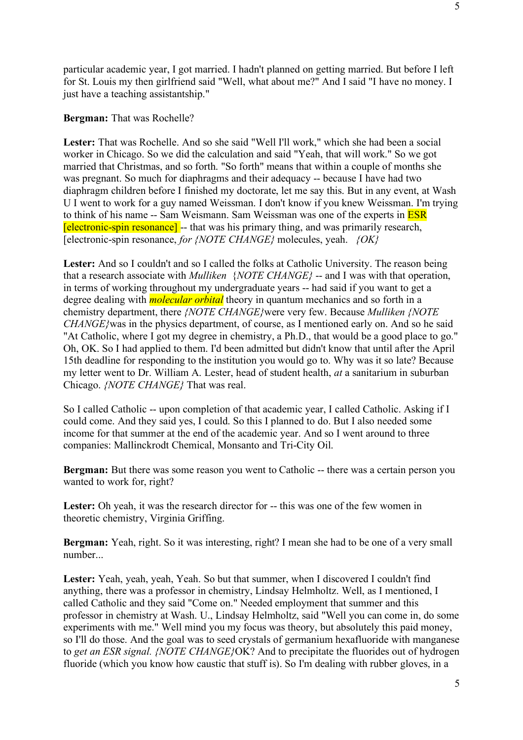particular academic year, I got married. I hadn't planned on getting married. But before I left for St. Louis my then girlfriend said "Well, what about me?" And I said "I have no money. I just have a teaching assistantship."

**Bergman:** That was Rochelle?

**Lester:** That was Rochelle. And so she said "Well I'll work," which she had been a social worker in Chicago. So we did the calculation and said "Yeah, that will work." So we got married that Christmas, and so forth. "So forth" means that within a couple of months she was pregnant. So much for diaphragms and their adequacy -- because I have had two diaphragm children before I finished my doctorate, let me say this. But in any event, at Wash U I went to work for a guy named Weissman. I don't know if you knew Weissman. I'm trying to think of his name -- Sam Weismann. Sam Weissman was one of the experts in ESR [electronic-spin resonance] -- that was his primary thing, and was primarily research, [electronic-spin resonance, *for {NOTE CHANGE}* molecules, yeah. *{OK}*

**Lester:** And so I couldn't and so I called the folks at Catholic University. The reason being that a research associate with *Mulliken* {*NOTE CHANGE}* -- and I was with that operation, in terms of working throughout my undergraduate years -- had said if you want to get a degree dealing with ***molecular orbital*** theory in quantum mechanics and so forth in a chemistry department, there *{NOTE CHANGE}*were very few. Because *Mulliken {NOTE CHANGE}*was in the physics department, of course, as I mentioned early on. And so he said "At Catholic, where I got my degree in chemistry, a Ph.D., that would be a good place to go." Oh, OK. So I had applied to them. I'd been admitted but didn't know that until after the April 15th deadline for responding to the institution you would go to. Why was it so late? Because my letter went to Dr. William A. Lester, head of student health, *at* a sanitarium in suburban Chicago. *{NOTE CHANGE}* That was real.

So I called Catholic -- upon completion of that academic year, I called Catholic. Asking if I could come. And they said yes, I could. So this I planned to do. But I also needed some income for that summer at the end of the academic year. And so I went around to three companies: Mallinckrodt Chemical, Monsanto and Tri-City Oil.

**Bergman:** But there was some reason you went to Catholic -- there was a certain person you wanted to work for, right?

**Lester:** Oh yeah, it was the research director for -- this was one of the few women in theoretic chemistry, Virginia Griffing.

**Bergman:** Yeah, right. So it was interesting, right? I mean she had to be one of a very small number...

**Lester:** Yeah, yeah, yeah, Yeah. So but that summer, when I discovered I couldn't find anything, there was a professor in chemistry, Lindsay Helmholtz. Well, as I mentioned, I called Catholic and they said "Come on." Needed employment that summer and this professor in chemistry at Wash. U., Lindsay Helmholtz, said "Well you can come in, do some experiments with me." Well mind you my focus was theory, but absolutely this paid money, so I'll do those. And the goal was to seed crystals of germanium hexafluoride with manganese to *get an ESR signal. {NOTE CHANGE}*OK? And to precipitate the fluorides out of hydrogen fluoride (which you know how caustic that stuff is). So I'm dealing with rubber gloves, in a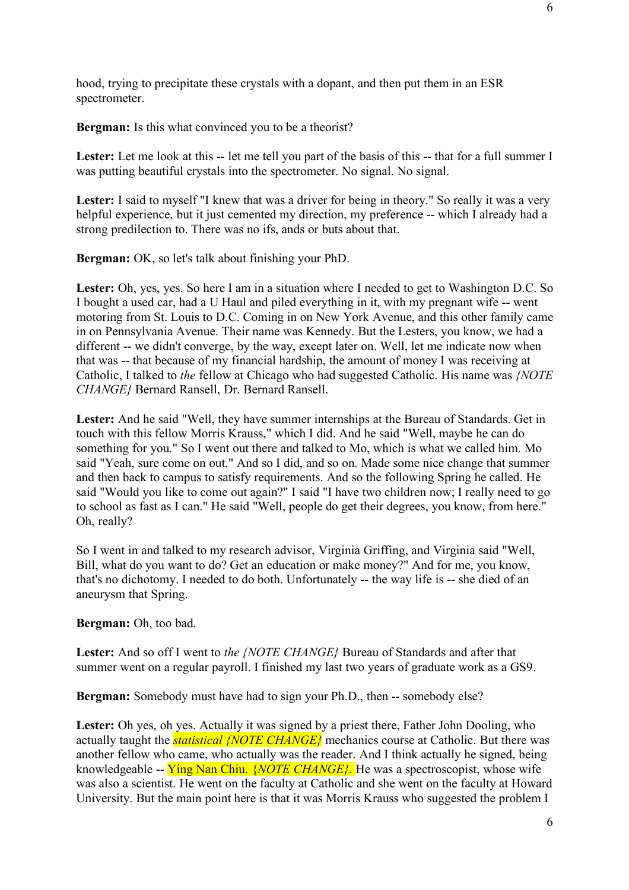hood, trying to precipitate these crystals with a dopant, and then put them in an ESR spectrometer.

**Bergman:** Is this what convinced you to be a theorist?

**Lester:** Let me look at this -- let me tell you part of the basis of this -- that for a full summer I was putting beautiful crystals into the spectrometer. No signal. No signal.

**Lester:** I said to myself "I knew that was a driver for being in theory." So really it was a very helpful experience, but it just cemented my direction, my preference -- which I already had a strong predilection to. There was no ifs, ands or buts about that.

**Bergman:** OK, so let's talk about finishing your PhD.

**Lester:** Oh, yes, yes. So here I am in a situation where I needed to get to Washington D.C. So I bought a used car, had a U Haul and piled everything in it, with my pregnant wife -- went motoring from St. Louis to D.C. Coming in on New York Avenue, and this other family came in on Pennsylvania Avenue. Their name was Kennedy. But the Lesters, you know, we had a different -- we didn't converge, by the way, except later on. Well, let me indicate now when that was -- that because of my financial hardship, the amount of money I was receiving at Catholic, I talked to *the* fellow at Chicago who had suggested Catholic. His name was *{NOTE CHANGE}* Bernard Ransell, Dr. Bernard Ransell.

**Lester:** And he said "Well, they have summer internships at the Bureau of Standards. Get in touch with this fellow Morris Krauss," which I did. And he said "Well, maybe he can do something for you." So I went out there and talked to Mo, which is what we called him. Mo said "Yeah, sure come on out." And so I did, and so on. Made some nice change that summer and then back to campus to satisfy requirements. And so the following Spring he called. He said "Would you like to come out again?" I said "I have two children now; I really need to go to school as fast as I can." He said "Well, people do get their degrees, you know, from here." Oh, really?

So I went in and talked to my research advisor, Virginia Griffing, and Virginia said "Well, Bill, what do you want to do? Get an education or make money?" And for me, you know, that's no dichotomy. I needed to do both. Unfortunately -- the way life is -- she died of an aneurysm that Spring.

**Bergman:** Oh, too bad.

**Lester:** And so off I went to *the {NOTE CHANGE}* Bureau of Standards and after that summer went on a regular payroll. I finished my last two years of graduate work as a GS9.

**Bergman:** Somebody must have had to sign your Ph.D., then -- somebody else?

**Lester:** Oh yes, oh yes. Actually it was signed by a priest there, Father John Dooling, who actually taught the *statistical {NOTE CHANGE}* mechanics course at Catholic. But there was another fellow who came, who actually was the reader. And I think actually he signed, being knowledgeable -- Ying Nan Chiu. *{NOTE CHANGE}*. He was a spectroscopist, whose wife was also a scientist. He went on the faculty at Catholic and she went on the faculty at Howard University. But the main point here is that it was Morris Krauss who suggested the problem I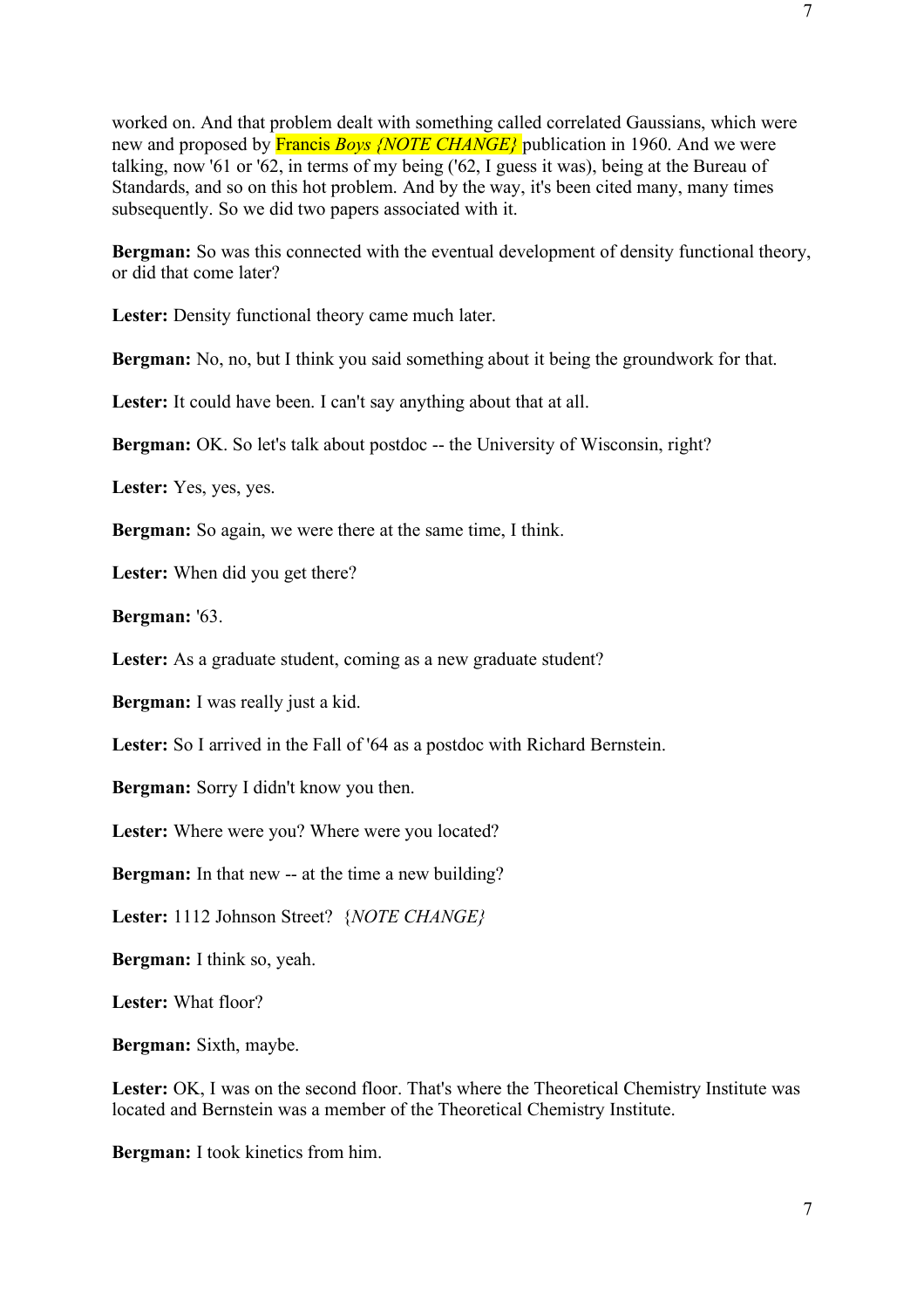worked on. And that problem dealt with something called correlated Gaussians, which were new and proposed by Francis *Boys {NOTE CHANGE}* publication in 1960. And we were talking, now '61 or '62, in terms of my being ('62, I guess it was), being at the Bureau of Standards, and so on this hot problem. And by the way, it's been cited many, many times subsequently. So we did two papers associated with it.

**Bergman:** So was this connected with the eventual development of density functional theory, or did that come later?

**Lester:** Density functional theory came much later.

**Bergman:** No, no, but I think you said something about it being the groundwork for that.

**Lester:** It could have been. I can't say anything about that at all.

**Bergman:** OK. So let's talk about postdoc -- the University of Wisconsin, right?

**Lester:** Yes, yes, yes.

**Bergman:** So again, we were there at the same time, I think.

**Lester:** When did you get there?

**Bergman:** '63.

**Lester:** As a graduate student, coming as a new graduate student?

**Bergman:** I was really just a kid.

**Lester:** So I arrived in the Fall of '64 as a postdoc with Richard Bernstein.

**Bergman:** Sorry I didn't know you then.

**Lester:** Where were you? Where were you located?

**Bergman:** In that new -- at the time a new building?

**Lester:** 1112 Johnson Street? {*NOTE CHANGE}*

**Bergman:** I think so, yeah.

**Lester:** What floor?

**Bergman:** Sixth, maybe.

**Lester:** OK, I was on the second floor. That's where the Theoretical Chemistry Institute was located and Bernstein was a member of the Theoretical Chemistry Institute.

**Bergman:** I took kinetics from him.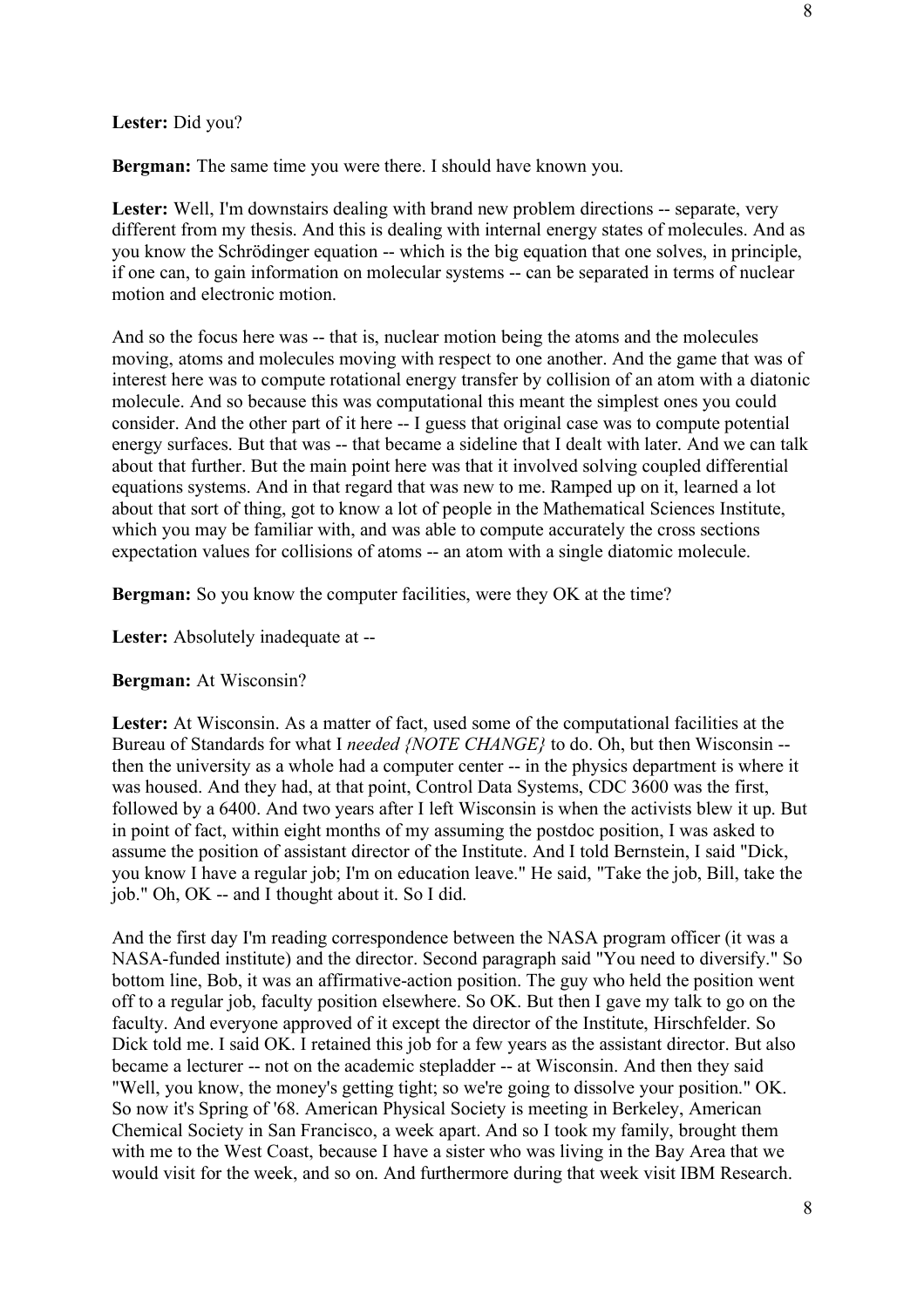**Lester:** Did you?

**Bergman:** The same time you were there. I should have known you.

**Lester:** Well, I'm downstairs dealing with brand new problem directions -- separate, very different from my thesis. And this is dealing with internal energy states of molecules. And as you know the Schrödinger equation -- which is the big equation that one solves, in principle, if one can, to gain information on molecular systems -- can be separated in terms of nuclear motion and electronic motion.

And so the focus here was -- that is, nuclear motion being the atoms and the molecules moving, atoms and molecules moving with respect to one another. And the game that was of interest here was to compute rotational energy transfer by collision of an atom with a diatonic molecule. And so because this was computational this meant the simplest ones you could consider. And the other part of it here -- I guess that original case was to compute potential energy surfaces. But that was -- that became a sideline that I dealt with later. And we can talk about that further. But the main point here was that it involved solving coupled differential equations systems. And in that regard that was new to me. Ramped up on it, learned a lot about that sort of thing, got to know a lot of people in the Mathematical Sciences Institute, which you may be familiar with, and was able to compute accurately the cross sections expectation values for collisions of atoms -- an atom with a single diatomic molecule.

**Bergman:** So you know the computer facilities, were they OK at the time?

**Lester:** Absolutely inadequate at --

**Bergman:** At Wisconsin?

**Lester:** At Wisconsin. As a matter of fact, used some of the computational facilities at the Bureau of Standards for what I *needed {NOTE CHANGE}* to do. Oh, but then Wisconsin -- then the university as a whole had a computer center -- in the physics department is where it was housed. And they had, at that point, Control Data Systems, CDC 3600 was the first, followed by a 6400. And two years after I left Wisconsin is when the activists blew it up. But in point of fact, within eight months of my assuming the postdoc position, I was asked to assume the position of assistant director of the Institute. And I told Bernstein, I said "Dick, you know I have a regular job; I'm on education leave." He said, "Take the job, Bill, take the job." Oh, OK -- and I thought about it. So I did.

And the first day I'm reading correspondence between the NASA program officer (it was a NASA-funded institute) and the director. Second paragraph said "You need to diversify." So bottom line, Bob, it was an affirmative-action position. The guy who held the position went off to a regular job, faculty position elsewhere. So OK. But then I gave my talk to go on the faculty. And everyone approved of it except the director of the Institute, Hirschfelder. So Dick told me. I said OK. I retained this job for a few years as the assistant director. But also became a lecturer -- not on the academic stepladder -- at Wisconsin. And then they said "Well, you know, the money's getting tight; so we're going to dissolve your position." OK. So now it's Spring of '68. American Physical Society is meeting in Berkeley, American Chemical Society in San Francisco, a week apart. And so I took my family, brought them with me to the West Coast, because I have a sister who was living in the Bay Area that we would visit for the week, and so on. And furthermore during that week visit IBM Research.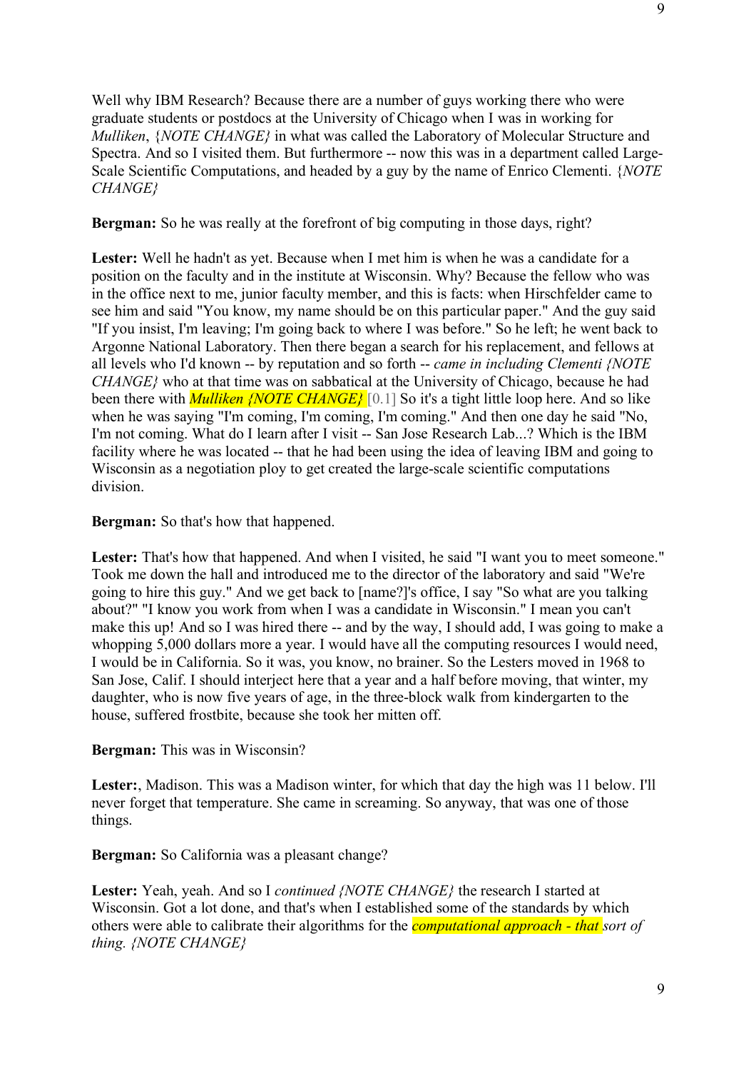Well why IBM Research? Because there are a number of guys working there who were graduate students or postdocs at the University of Chicago when I was in working for *Mulliken*, *{NOTE CHANGE}* in what was called the Laboratory of Molecular Structure and Spectra. And so I visited them. But furthermore -- now this was in a department called Large-Scale Scientific Computations, and headed by a guy by the name of Enrico Clementi. *{NOTE CHANGE}*

**Bergman:** So he was really at the forefront of big computing in those days, right?

**Lester:** Well he hadn't as yet. Because when I met him is when he was a candidate for a position on the faculty and in the institute at Wisconsin. Why? Because the fellow who was in the office next to me, junior faculty member, and this is facts: when Hirschfelder came to see him and said "You know, my name should be on this particular paper." And the guy said "If you insist, I'm leaving; I'm going back to where I was before." So he left; he went back to Argonne National Laboratory. Then there began a search for his replacement, and fellows at all levels who I'd known -- by reputation and so forth -- *came in including Clementi {NOTE CHANGE}* who at that time was on sabbatical at the University of Chicago, because he had been there with *Mulliken {NOTE CHANGE}* [0.1] So it's a tight little loop here. And so like when he was saying "I'm coming, I'm coming, I'm coming." And then one day he said "No, I'm not coming. What do I learn after I visit -- San Jose Research Lab...? Which is the IBM facility where he was located -- that he had been using the idea of leaving IBM and going to Wisconsin as a negotiation ploy to get created the large-scale scientific computations division.

**Bergman:** So that's how that happened.

**Lester:** That's how that happened. And when I visited, he said "I want you to meet someone." Took me down the hall and introduced me to the director of the laboratory and said "We're going to hire this guy." And we get back to [name?]'s office, I say "So what are you talking about?" "I know you work from when I was a candidate in Wisconsin." I mean you can't make this up! And so I was hired there -- and by the way, I should add, I was going to make a whopping 5,000 dollars more a year. I would have all the computing resources I would need, I would be in California. So it was, you know, no brainer. So the Lesters moved in 1968 to San Jose, Calif. I should interject here that a year and a half before moving, that winter, my daughter, who is now five years of age, in the three-block walk from kindergarten to the house, suffered frostbite, because she took her mitten off.

**Bergman:** This was in Wisconsin?

**Lester:**, Madison. This was a Madison winter, for which that day the high was 11 below. I'll never forget that temperature. She came in screaming. So anyway, that was one of those things.

**Bergman:** So California was a pleasant change?

**Lester:** Yeah, yeah. And so I *continued {NOTE CHANGE}* the research I started at Wisconsin. Got a lot done, and that's when I established some of the standards by which others were able to calibrate their algorithms for the *computational approach - that sort of thing. {NOTE CHANGE}*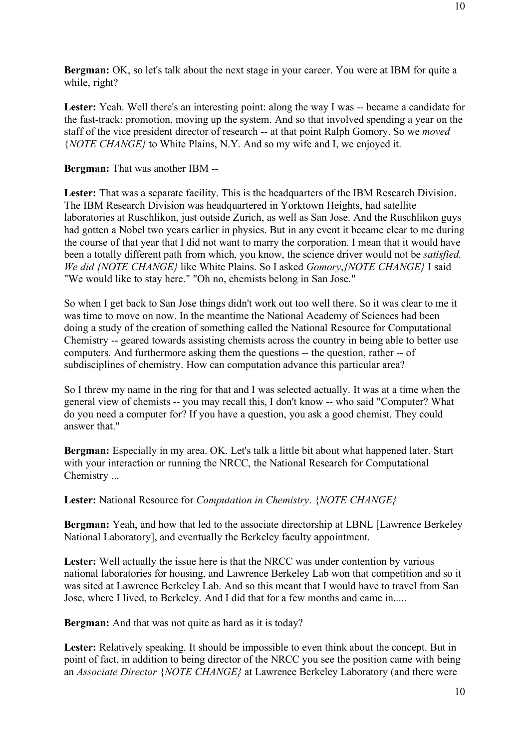**Bergman:** OK, so let's talk about the next stage in your career. You were at IBM for quite a while, right?

**Lester:** Yeah. Well there's an interesting point: along the way I was -- became a candidate for the fast-track: promotion, moving up the system. And so that involved spending a year on the staff of the vice president director of research -- at that point Ralph Gomory. So we *moved* {*NOTE CHANGE}* to White Plains, N.Y. And so my wife and I, we enjoyed it.

**Bergman:** That was another IBM --

**Lester:** That was a separate facility. This is the headquarters of the IBM Research Division. The IBM Research Division was headquartered in Yorktown Heights, had satellite laboratories at Ruschlikon, just outside Zurich, as well as San Jose. And the Ruschlikon guys had gotten a Nobel two years earlier in physics. But in any event it became clear to me during the course of that year that I did not want to marry the corporation. I mean that it would have been a totally different path from which, you know, the science driver would not be *satisfied. We did {NOTE CHANGE}* like White Plains. So I asked *Gomory*,*{NOTE CHANGE}* I said "We would like to stay here." "Oh no, chemists belong in San Jose."

So when I get back to San Jose things didn't work out too well there. So it was clear to me it was time to move on now. In the meantime the National Academy of Sciences had been doing a study of the creation of something called the National Resource for Computational Chemistry -- geared towards assisting chemists across the country in being able to better use computers. And furthermore asking them the questions -- the question, rather -- of subdisciplines of chemistry. How can computation advance this particular area?

So I threw my name in the ring for that and I was selected actually. It was at a time when the general view of chemists -- you may recall this, I don't know -- who said "Computer? What do you need a computer for? If you have a question, you ask a good chemist. They could answer that."

**Bergman:** Especially in my area. OK. Let's talk a little bit about what happened later. Start with your interaction or running the NRCC, the National Research for Computational Chemistry ...

**Lester:** National Resource for *Computation in Chemistry*. {*NOTE CHANGE}*

**Bergman:** Yeah, and how that led to the associate directorship at LBNL [Lawrence Berkeley National Laboratory], and eventually the Berkeley faculty appointment.

**Lester:** Well actually the issue here is that the NRCC was under contention by various national laboratories for housing, and Lawrence Berkeley Lab won that competition and so it was sited at Lawrence Berkeley Lab. And so this meant that I would have to travel from San Jose, where I lived, to Berkeley. And I did that for a few months and came in.....

**Bergman:** And that was not quite as hard as it is today?

**Lester:** Relatively speaking. It should be impossible to even think about the concept. But in point of fact, in addition to being director of the NRCC you see the position came with being an *Associate Director* {*NOTE CHANGE}* at Lawrence Berkeley Laboratory (and there were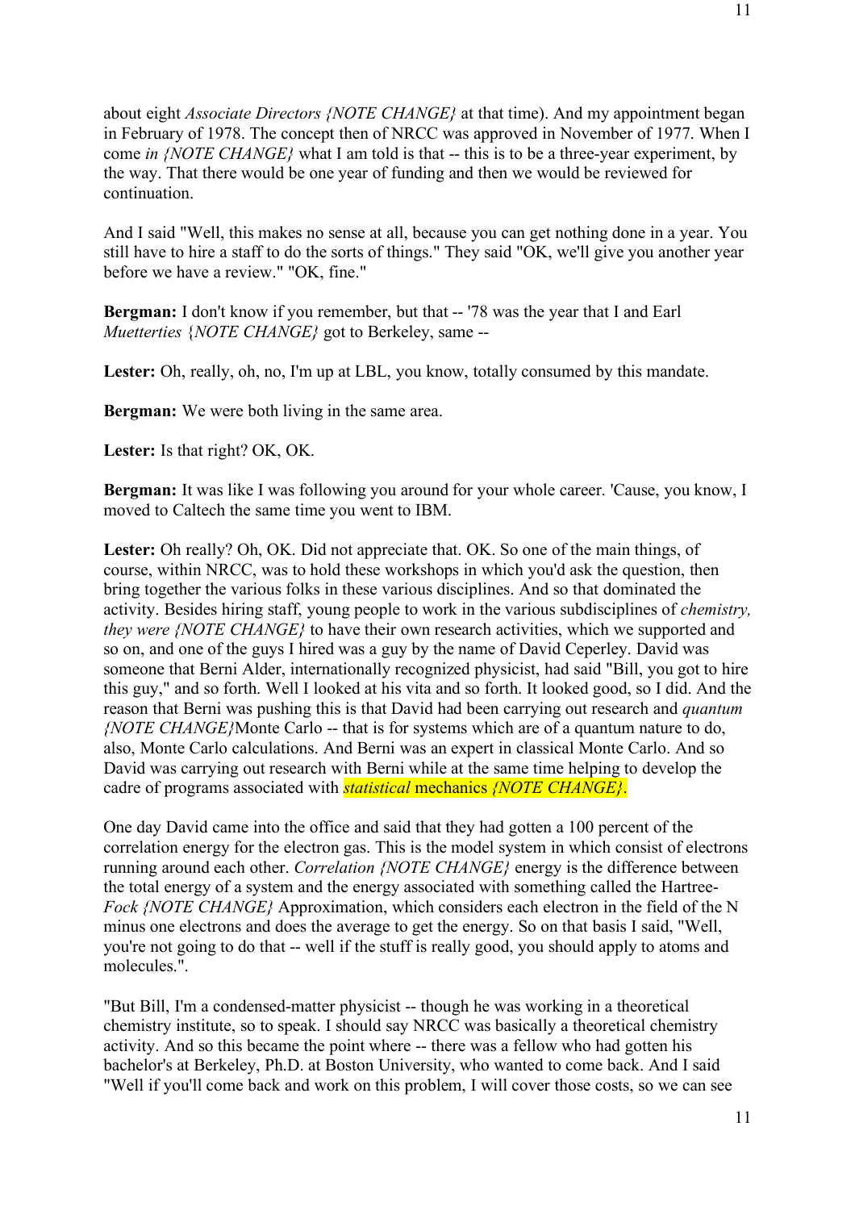about eight *Associate Directors {NOTE CHANGE}* at that time). And my appointment began in February of 1978. The concept then of NRCC was approved in November of 1977. When I come *in {NOTE CHANGE}* what I am told is that -- this is to be a three-year experiment, by the way. That there would be one year of funding and then we would be reviewed for continuation.

And I said "Well, this makes no sense at all, because you can get nothing done in a year. You still have to hire a staff to do the sorts of things." They said "OK, we'll give you another year before we have a review." "OK, fine."

**Bergman:** I don't know if you remember, but that -- '78 was the year that I and Earl *Muetterties* {*NOTE CHANGE}* got to Berkeley, same --

**Lester:** Oh, really, oh, no, I'm up at LBL, you know, totally consumed by this mandate.

**Bergman:** We were both living in the same area.

**Lester:** Is that right? OK, OK.

**Bergman:** It was like I was following you around for your whole career. 'Cause, you know, I moved to Caltech the same time you went to IBM.

**Lester:** Oh really? Oh, OK. Did not appreciate that. OK. So one of the main things, of course, within NRCC, was to hold these workshops in which you'd ask the question, then bring together the various folks in these various disciplines. And so that dominated the activity. Besides hiring staff, young people to work in the various subdisciplines of *chemistry, they were {NOTE CHANGE}* to have their own research activities, which we supported and so on, and one of the guys I hired was a guy by the name of David Ceperley. David was someone that Berni Alder, internationally recognized physicist, had said "Bill, you got to hire this guy," and so forth. Well I looked at his vita and so forth. It looked good, so I did. And the reason that Berni was pushing this is that David had been carrying out research and *quantum {NOTE CHANGE}*Monte Carlo -- that is for systems which are of a quantum nature to do, also, Monte Carlo calculations. And Berni was an expert in classical Monte Carlo. And so David was carrying out research with Berni while at the same time helping to develop the cadre of programs associated with *statistical* mechanics *{NOTE CHANGE}*.

One day David came into the office and said that they had gotten a 100 percent of the correlation energy for the electron gas. This is the model system in which consist of electrons running around each other. *Correlation {NOTE CHANGE}* energy is the difference between the total energy of a system and the energy associated with something called the Hartree-*Fock {NOTE CHANGE}* Approximation, which considers each electron in the field of the N minus one electrons and does the average to get the energy. So on that basis I said, "Well, you're not going to do that -- well if the stuff is really good, you should apply to atoms and molecules.".

"But Bill, I'm a condensed-matter physicist -- though he was working in a theoretical chemistry institute, so to speak. I should say NRCC was basically a theoretical chemistry activity. And so this became the point where -- there was a fellow who had gotten his bachelor's at Berkeley, Ph.D. at Boston University, who wanted to come back. And I said "Well if you'll come back and work on this problem, I will cover those costs, so we can see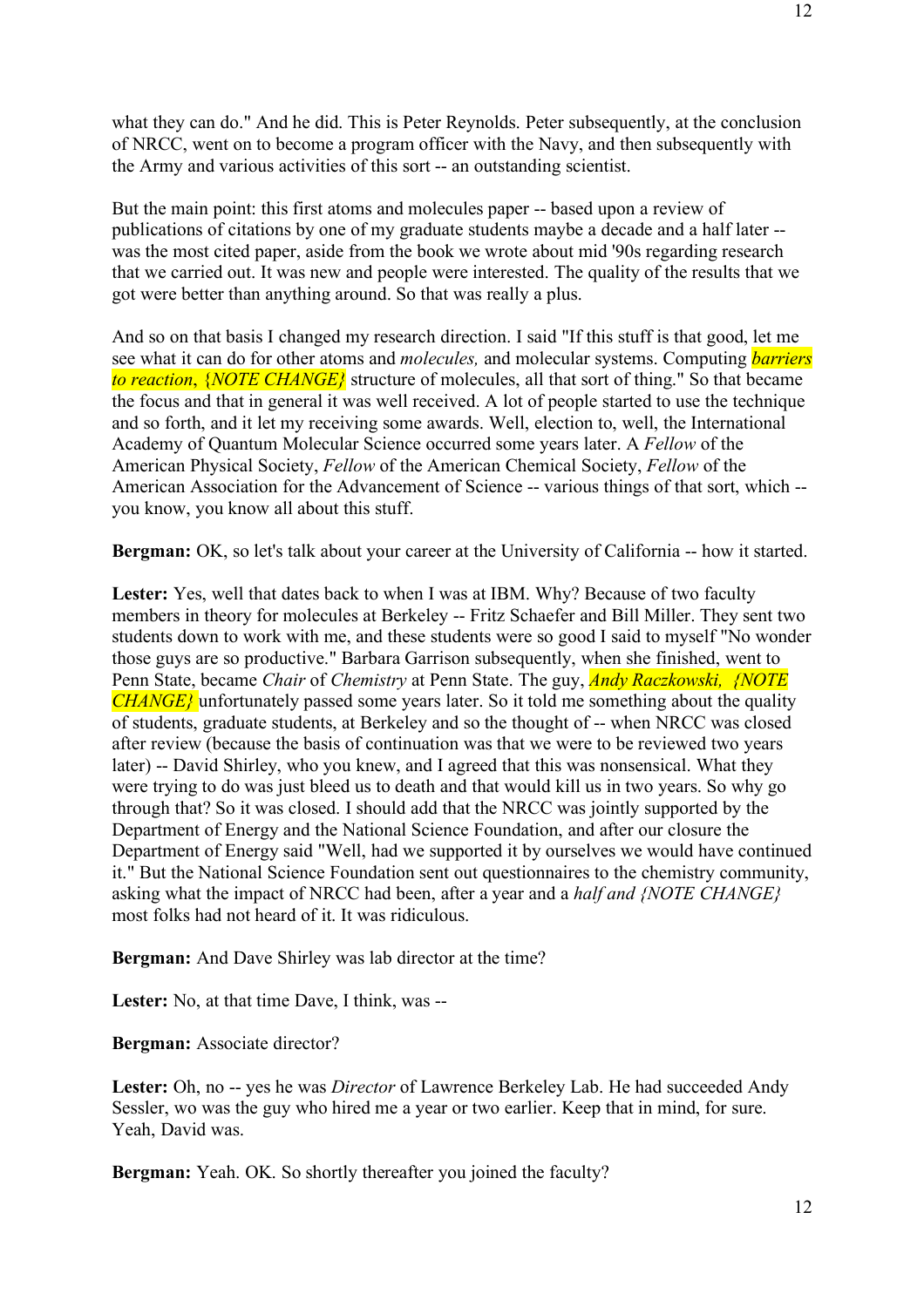what they can do." And he did. This is Peter Reynolds. Peter subsequently, at the conclusion of NRCC, went on to become a program officer with the Navy, and then subsequently with the Army and various activities of this sort -- an outstanding scientist.

But the main point: this first atoms and molecules paper -- based upon a review of publications of citations by one of my graduate students maybe a decade and a half later -- was the most cited paper, aside from the book we wrote about mid '90s regarding research that we carried out. It was new and people were interested. The quality of the results that we got were better than anything around. So that was really a plus.

And so on that basis I changed my research direction. I said "If this stuff is that good, let me see what it can do for other atoms and *molecules,* and molecular systems. Computing *barriers to reaction*, *{NOTE CHANGE}* structure of molecules, all that sort of thing." So that became the focus and that in general it was well received. A lot of people started to use the technique and so forth, and it let my receiving some awards. Well, election to, well, the International Academy of Quantum Molecular Science occurred some years later. A *Fellow* of the American Physical Society, *Fellow* of the American Chemical Society, *Fellow* of the American Association for the Advancement of Science -- various things of that sort, which -- you know, you know all about this stuff.

**Bergman:** OK, so let's talk about your career at the University of California -- how it started.

**Lester:** Yes, well that dates back to when I was at IBM. Why? Because of two faculty members in theory for molecules at Berkeley -- Fritz Schaefer and Bill Miller. They sent two students down to work with me, and these students were so good I said to myself "No wonder those guys are so productive." Barbara Garrison subsequently, when she finished, went to Penn State, became *Chair* of *Chemistry* at Penn State. The guy, *Andy Raczkowski, {NOTE CHANGE}* unfortunately passed some years later. So it told me something about the quality of students, graduate students, at Berkeley and so the thought of -- when NRCC was closed after review (because the basis of continuation was that we were to be reviewed two years later) -- David Shirley, who you knew, and I agreed that this was nonsensical. What they were trying to do was just bleed us to death and that would kill us in two years. So why go through that? So it was closed. I should add that the NRCC was jointly supported by the Department of Energy and the National Science Foundation, and after our closure the Department of Energy said "Well, had we supported it by ourselves we would have continued it." But the National Science Foundation sent out questionnaires to the chemistry community, asking what the impact of NRCC had been, after a year and a *half and {NOTE CHANGE}* most folks had not heard of it. It was ridiculous.

**Bergman:** And Dave Shirley was lab director at the time?

**Lester:** No, at that time Dave, I think, was --

**Bergman:** Associate director?

**Lester:** Oh, no -- yes he was *Director* of Lawrence Berkeley Lab. He had succeeded Andy Sessler, wo was the guy who hired me a year or two earlier. Keep that in mind, for sure. Yeah, David was.

**Bergman:** Yeah. OK. So shortly thereafter you joined the faculty?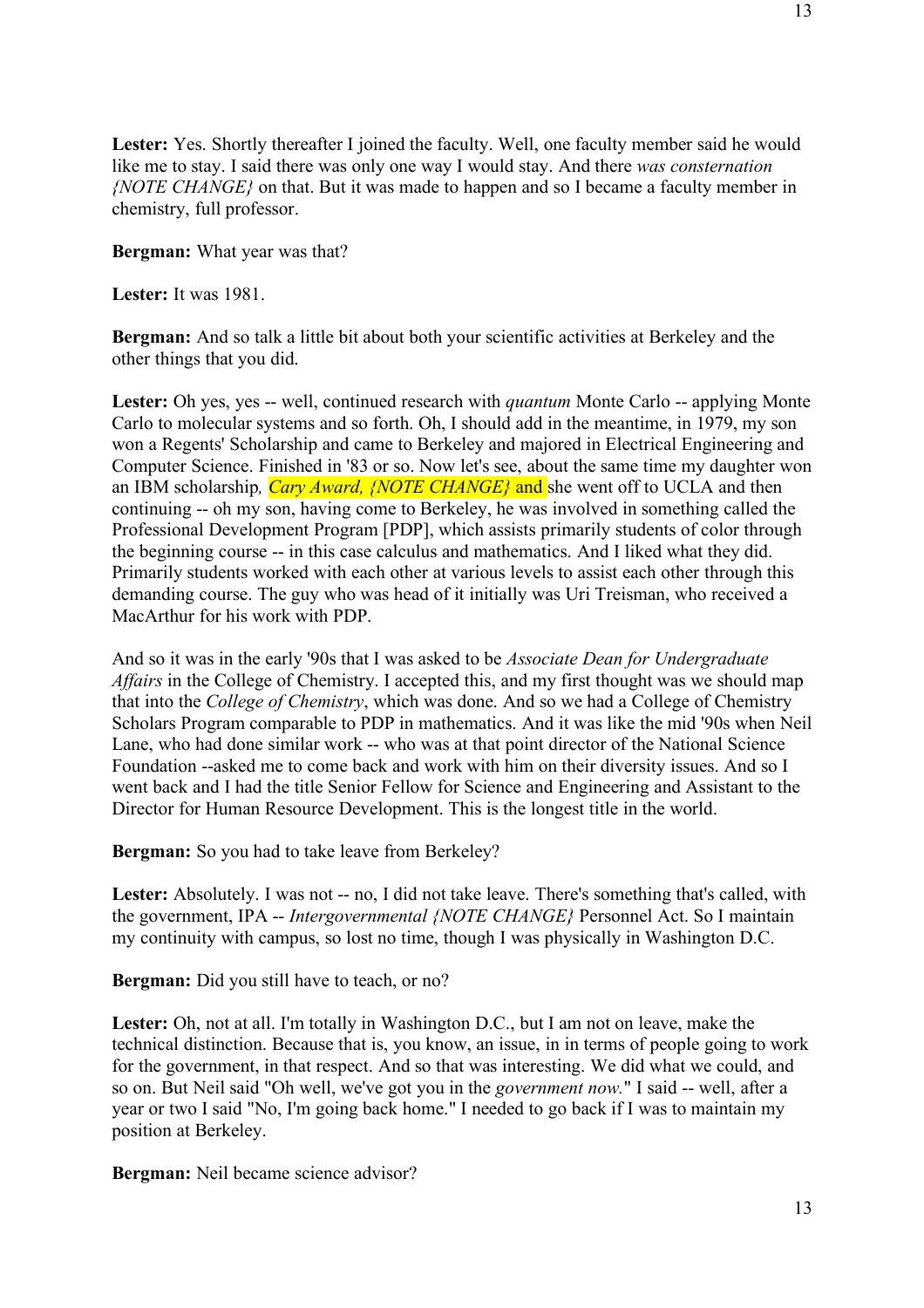**Lester:** Yes. Shortly thereafter I joined the faculty. Well, one faculty member said he would like me to stay. I said there was only one way I would stay. And there *was consternation {NOTE CHANGE}* on that. But it was made to happen and so I became a faculty member in chemistry, full professor.

**Bergman:** What year was that?

**Lester:** It was 1981.

**Bergman:** And so talk a little bit about both your scientific activities at Berkeley and the other things that you did.

**Lester:** Oh yes, yes -- well, continued research with *quantum* Monte Carlo -- applying Monte Carlo to molecular systems and so forth. Oh, I should add in the meantime, in 1979, my son won a Regents' Scholarship and came to Berkeley and majored in Electrical Engineering and Computer Science. Finished in '83 or so. Now let's see, about the same time my daughter won an IBM scholarship*, Cary Award, {NOTE CHANGE}* and she went off to UCLA and then continuing -- oh my son, having come to Berkeley, he was involved in something called the Professional Development Program [PDP], which assists primarily students of color through the beginning course -- in this case calculus and mathematics. And I liked what they did. Primarily students worked with each other at various levels to assist each other through this demanding course. The guy who was head of it initially was Uri Treisman, who received a MacArthur for his work with PDP.

And so it was in the early '90s that I was asked to be *Associate Dean for Undergraduate Affairs* in the College of Chemistry. I accepted this, and my first thought was we should map that into the *College of Chemistry*, which was done. And so we had a College of Chemistry Scholars Program comparable to PDP in mathematics. And it was like the mid '90s when Neil Lane, who had done similar work -- who was at that point director of the National Science Foundation --asked me to come back and work with him on their diversity issues. And so I went back and I had the title Senior Fellow for Science and Engineering and Assistant to the Director for Human Resource Development. This is the longest title in the world.

**Bergman:** So you had to take leave from Berkeley?

**Lester:** Absolutely. I was not -- no, I did not take leave. There's something that's called, with the government, IPA -- *Intergovernmental {NOTE CHANGE}* Personnel Act. So I maintain my continuity with campus, so lost no time, though I was physically in Washington D.C.

**Bergman:** Did you still have to teach, or no?

**Lester:** Oh, not at all. I'm totally in Washington D.C., but I am not on leave, make the technical distinction. Because that is, you know, an issue, in in terms of people going to work for the government, in that respect. And so that was interesting. We did what we could, and so on. But Neil said "Oh well, we've got you in the *government now.*" I said -- well, after a year or two I said "No, I'm going back home." I needed to go back if I was to maintain my position at Berkeley.

**Bergman:** Neil became science advisor?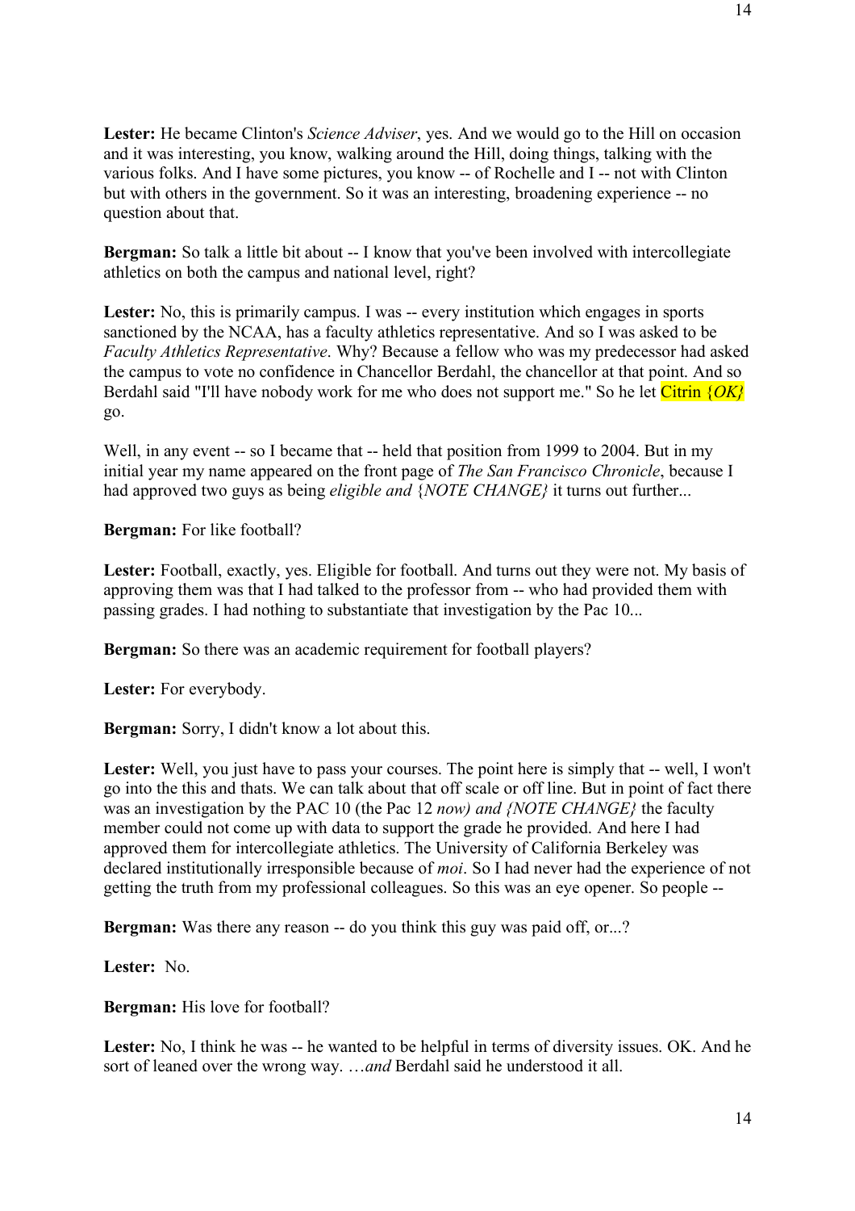**Lester:** He became Clinton's *Science Adviser*, yes. And we would go to the Hill on occasion and it was interesting, you know, walking around the Hill, doing things, talking with the various folks. And I have some pictures, you know -- of Rochelle and I -- not with Clinton but with others in the government. So it was an interesting, broadening experience -- no question about that.

**Bergman:** So talk a little bit about -- I know that you've been involved with intercollegiate athletics on both the campus and national level, right?

**Lester:** No, this is primarily campus. I was -- every institution which engages in sports sanctioned by the NCAA, has a faculty athletics representative. And so I was asked to be *Faculty Athletics Representative*. Why? Because a fellow who was my predecessor had asked the campus to vote no confidence in Chancellor Berdahl, the chancellor at that point. And so Berdahl said "I'll have nobody work for me who does not support me." So he let Citrin *{OK}* go.

Well, in any event -- so I became that -- held that position from 1999 to 2004. But in my initial year my name appeared on the front page of *The San Francisco Chronicle*, because I had approved two guys as being *eligible and* {*NOTE CHANGE}* it turns out further...

**Bergman:** For like football?

**Lester:** Football, exactly, yes. Eligible for football. And turns out they were not. My basis of approving them was that I had talked to the professor from -- who had provided them with passing grades. I had nothing to substantiate that investigation by the Pac 10...

**Bergman:** So there was an academic requirement for football players?

**Lester:** For everybody.

**Bergman:** Sorry, I didn't know a lot about this.

**Lester:** Well, you just have to pass your courses. The point here is simply that -- well, I won't go into the this and thats. We can talk about that off scale or off line. But in point of fact there was an investigation by the PAC 10 (the Pac 12 *now) and {NOTE CHANGE}* the faculty member could not come up with data to support the grade he provided. And here I had approved them for intercollegiate athletics. The University of California Berkeley was declared institutionally irresponsible because of *moi*. So I had never had the experience of not getting the truth from my professional colleagues. So this was an eye opener. So people --

**Bergman:** Was there any reason -- do you think this guy was paid off, or...?

**Lester:** No.

**Bergman:** His love for football?

**Lester:** No, I think he was -- he wanted to be helpful in terms of diversity issues. OK. And he sort of leaned over the wrong way. …*and* Berdahl said he understood it all.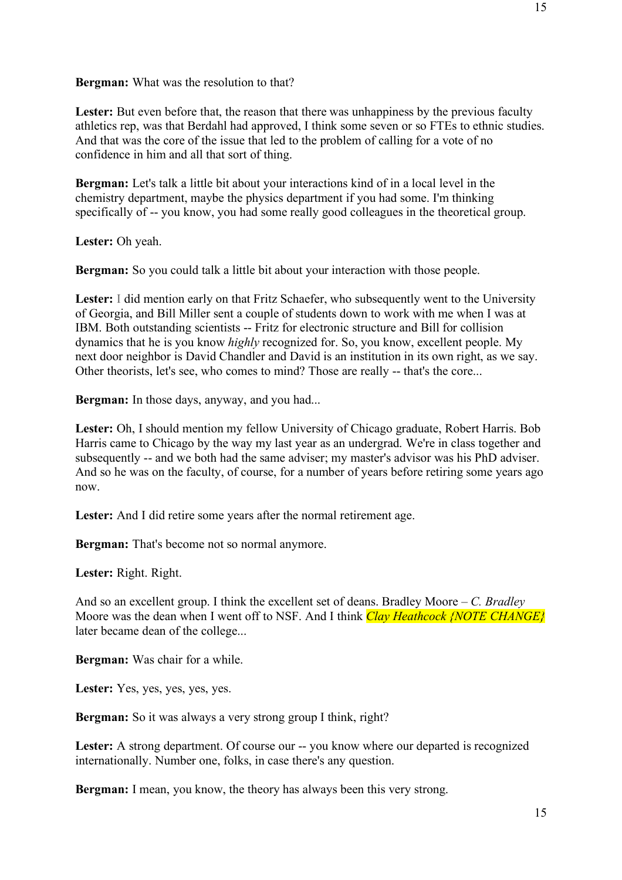**Bergman:** What was the resolution to that?

**Lester:** But even before that, the reason that there was unhappiness by the previous faculty athletics rep, was that Berdahl had approved, I think some seven or so FTEs to ethnic studies. And that was the core of the issue that led to the problem of calling for a vote of no confidence in him and all that sort of thing.

**Bergman:** Let's talk a little bit about your interactions kind of in a local level in the chemistry department, maybe the physics department if you had some. I'm thinking specifically of -- you know, you had some really good colleagues in the theoretical group.

**Lester:** Oh yeah.

**Bergman:** So you could talk a little bit about your interaction with those people.

**Lester:** I did mention early on that Fritz Schaefer, who subsequently went to the University of Georgia, and Bill Miller sent a couple of students down to work with me when I was at IBM. Both outstanding scientists -- Fritz for electronic structure and Bill for collision dynamics that he is you know *highly* recognized for. So, you know, excellent people. My next door neighbor is David Chandler and David is an institution in its own right, as we say. Other theorists, let's see, who comes to mind? Those are really -- that's the core...

**Bergman:** In those days, anyway, and you had...

**Lester:** Oh, I should mention my fellow University of Chicago graduate, Robert Harris. Bob Harris came to Chicago by the way my last year as an undergrad. We're in class together and subsequently -- and we both had the same adviser; my master's advisor was his PhD adviser. And so he was on the faculty, of course, for a number of years before retiring some years ago now.

**Lester:** And I did retire some years after the normal retirement age.

**Bergman:** That's become not so normal anymore.

**Lester:** Right. Right.

And so an excellent group. I think the excellent set of deans. Bradley Moore – *C. Bradley* Moore was the dean when I went off to NSF. And I think *Clay Heathcock {NOTE CHANGE}* later became dean of the college...

**Bergman:** Was chair for a while.

**Lester:** Yes, yes, yes, yes, yes.

**Bergman:** So it was always a very strong group I think, right?

**Lester:** A strong department. Of course our -- you know where our departed is recognized internationally. Number one, folks, in case there's any question.

**Bergman:** I mean, you know, the theory has always been this very strong.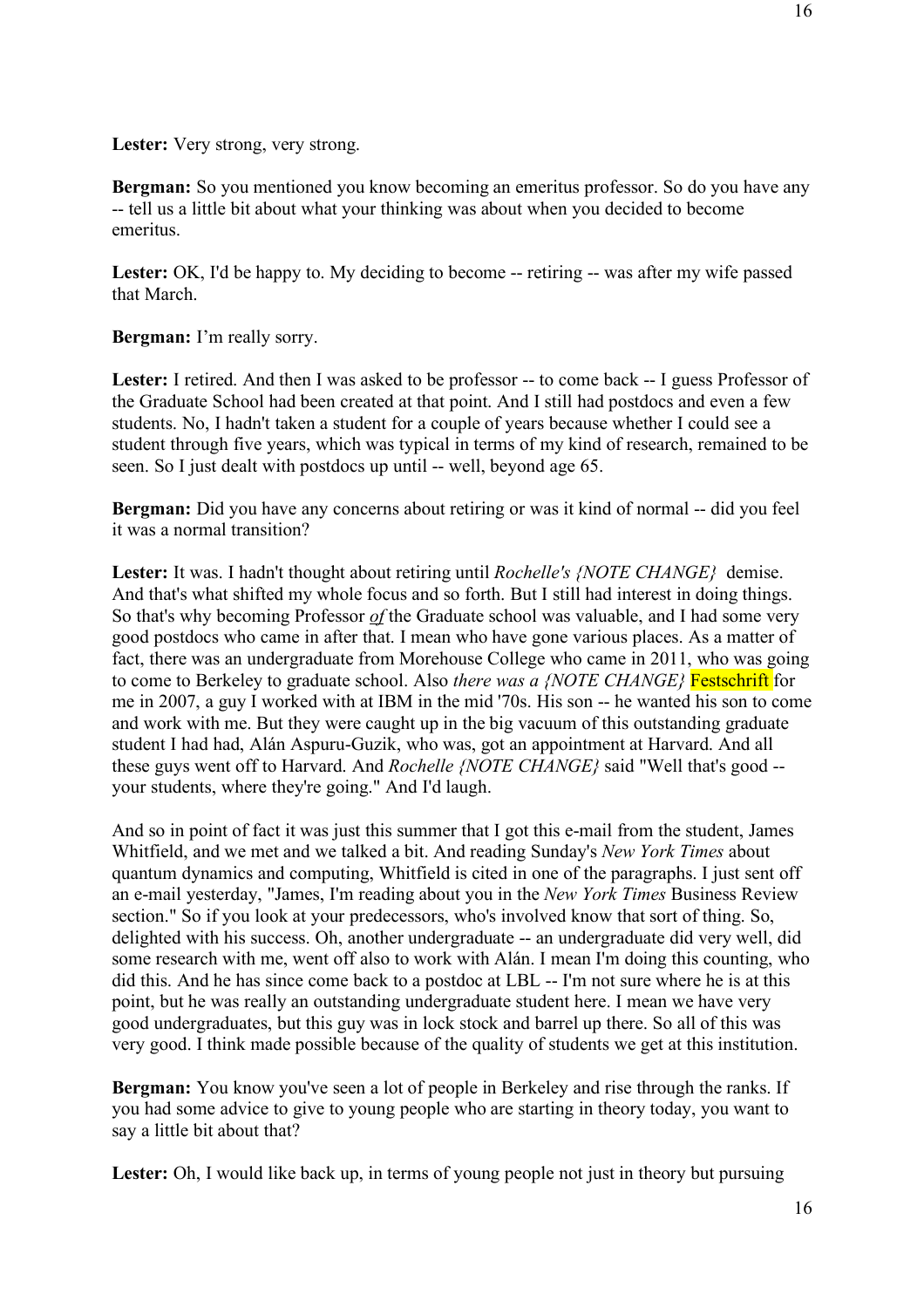**Lester:** Very strong, very strong.

**Bergman:** So you mentioned you know becoming an emeritus professor. So do you have any -- tell us a little bit about what your thinking was about when you decided to become emeritus.

**Lester:** OK, I'd be happy to. My deciding to become -- retiring -- was after my wife passed that March.

**Bergman:** I'm really sorry.

**Lester:** I retired. And then I was asked to be professor -- to come back -- I guess Professor of the Graduate School had been created at that point. And I still had postdocs and even a few students. No, I hadn't taken a student for a couple of years because whether I could see a student through five years, which was typical in terms of my kind of research, remained to be seen. So I just dealt with postdocs up until -- well, beyond age 65.

**Bergman:** Did you have any concerns about retiring or was it kind of normal -- did you feel it was a normal transition?

**Lester:** It was. I hadn't thought about retiring until *Rochelle's {NOTE CHANGE}* demise. And that's what shifted my whole focus and so forth. But I still had interest in doing things. So that's why becoming Professor ***of*** the Graduate school was valuable, and I had some very good postdocs who came in after that. I mean who have gone various places. As a matter of fact, there was an undergraduate from Morehouse College who came in 2011, who was going to come to Berkeley to graduate school. Also *there was a {NOTE CHANGE}* Festschrift for me in 2007, a guy I worked with at IBM in the mid '70s. His son -- he wanted his son to come and work with me. But they were caught up in the big vacuum of this outstanding graduate student I had had, Alán Aspuru-Guzik, who was, got an appointment at Harvard. And all these guys went off to Harvard. And *Rochelle {NOTE CHANGE}* said "Well that's good -- your students, where they're going." And I'd laugh.

And so in point of fact it was just this summer that I got this e-mail from the student, James Whitfield, and we met and we talked a bit. And reading Sunday's *New York Times* about quantum dynamics and computing, Whitfield is cited in one of the paragraphs. I just sent off an e-mail yesterday, "James, I'm reading about you in the *New York Times* Business Review section." So if you look at your predecessors, who's involved know that sort of thing. So, delighted with his success. Oh, another undergraduate -- an undergraduate did very well, did some research with me, went off also to work with Alán. I mean I'm doing this counting, who did this. And he has since come back to a postdoc at LBL -- I'm not sure where he is at this point, but he was really an outstanding undergraduate student here. I mean we have very good undergraduates, but this guy was in lock stock and barrel up there. So all of this was very good. I think made possible because of the quality of students we get at this institution.

**Bergman:** You know you've seen a lot of people in Berkeley and rise through the ranks. If you had some advice to give to young people who are starting in theory today, you want to say a little bit about that?

**Lester:** Oh, I would like back up, in terms of young people not just in theory but pursuing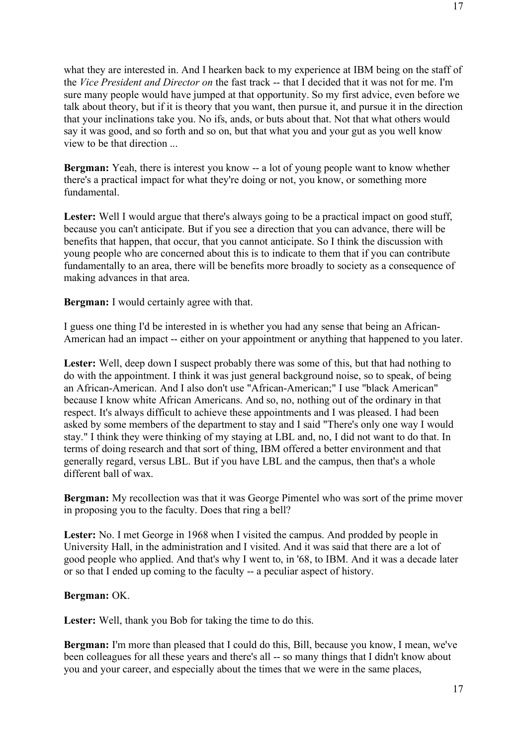what they are interested in. And I hearken back to my experience at IBM being on the staff of the *Vice President and Director on* the fast track -- that I decided that it was not for me. I'm sure many people would have jumped at that opportunity. So my first advice, even before we talk about theory, but if it is theory that you want, then pursue it, and pursue it in the direction that your inclinations take you. No ifs, ands, or buts about that. Not that what others would say it was good, and so forth and so on, but that what you and your gut as you well know view to be that direction ...

**Bergman:** Yeah, there is interest you know -- a lot of young people want to know whether there's a practical impact for what they're doing or not, you know, or something more fundamental.

**Lester:** Well I would argue that there's always going to be a practical impact on good stuff, because you can't anticipate. But if you see a direction that you can advance, there will be benefits that happen, that occur, that you cannot anticipate. So I think the discussion with young people who are concerned about this is to indicate to them that if you can contribute fundamentally to an area, there will be benefits more broadly to society as a consequence of making advances in that area.

**Bergman:** I would certainly agree with that.

I guess one thing I'd be interested in is whether you had any sense that being an African-American had an impact -- either on your appointment or anything that happened to you later.

**Lester:** Well, deep down I suspect probably there was some of this, but that had nothing to do with the appointment. I think it was just general background noise, so to speak, of being an African-American. And I also don't use "African-American;" I use "black American" because I know white African Americans. And so, no, nothing out of the ordinary in that respect. It's always difficult to achieve these appointments and I was pleased. I had been asked by some members of the department to stay and I said "There's only one way I would stay." I think they were thinking of my staying at LBL and, no, I did not want to do that. In terms of doing research and that sort of thing, IBM offered a better environment and that generally regard, versus LBL. But if you have LBL and the campus, then that's a whole different ball of wax.

**Bergman:** My recollection was that it was George Pimentel who was sort of the prime mover in proposing you to the faculty. Does that ring a bell?

**Lester:** No. I met George in 1968 when I visited the campus. And prodded by people in University Hall, in the administration and I visited. And it was said that there are a lot of good people who applied. And that's why I went to, in '68, to IBM. And it was a decade later or so that I ended up coming to the faculty -- a peculiar aspect of history.

**Bergman:** OK.

**Lester:** Well, thank you Bob for taking the time to do this.

**Bergman:** I'm more than pleased that I could do this, Bill, because you know, I mean, we've been colleagues for all these years and there's all -- so many things that I didn't know about you and your career, and especially about the times that we were in the same places,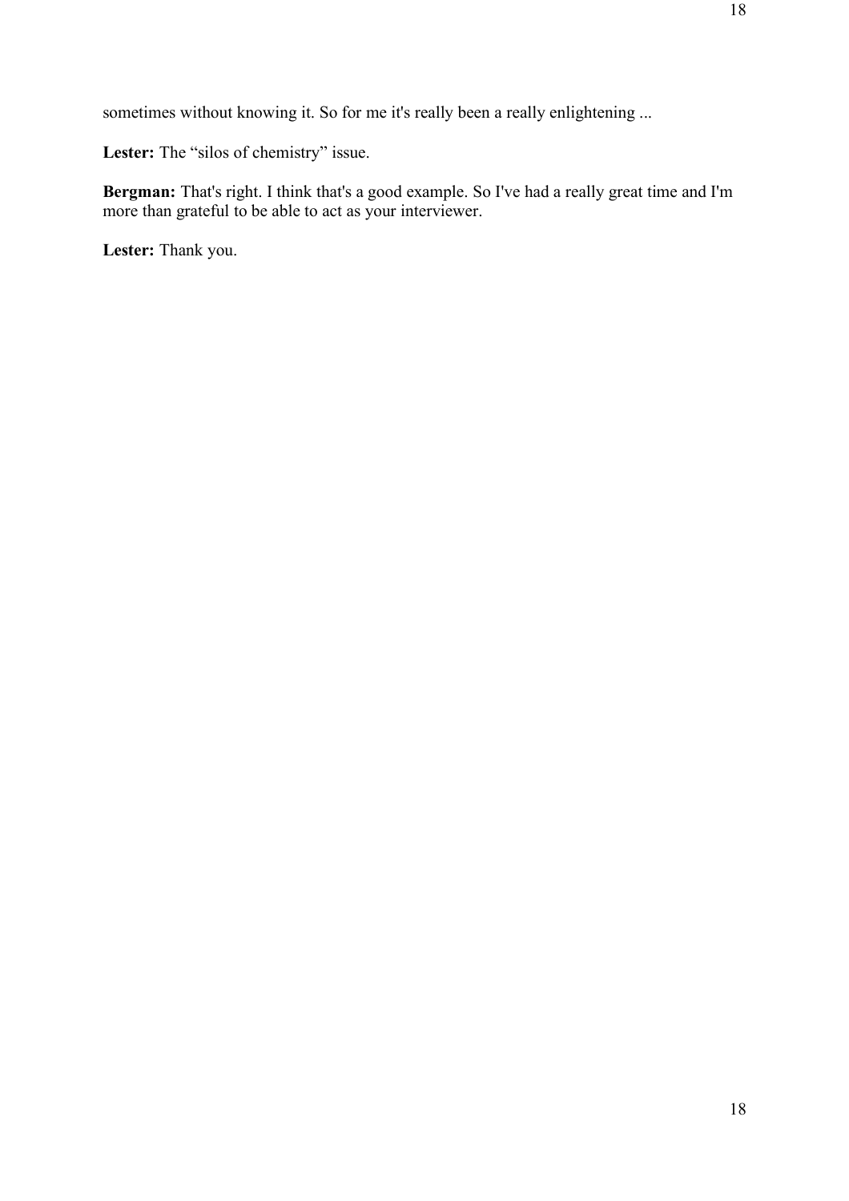sometimes without knowing it. So for me it's really been a really enlightening ...

**Lester:** The "silos of chemistry" issue.

**Bergman:** That's right. I think that's a good example. So I've had a really great time and I'm more than grateful to be able to act as your interviewer.

**Lester:** Thank you.